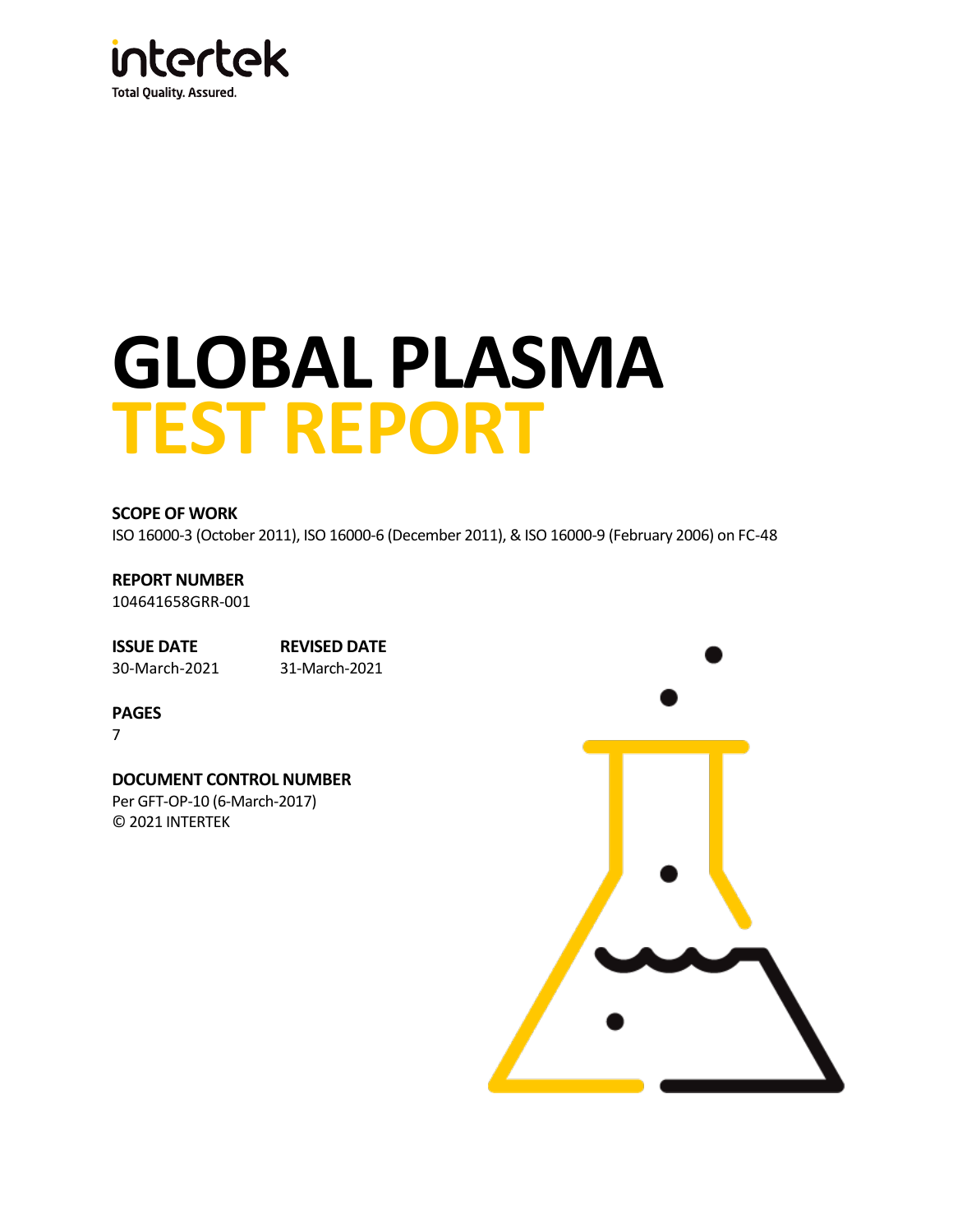intertek

Total Quality. Assured.

# GLOBAL PLASMA
# TEST REPORT

**SCOPE OF WORK**

ISO 16000-3 (October 2011), ISO 16000-6 (December 2011), & ISO 16000-9 (February 2006) on FC-48

**REPORT NUMBER**

104641658GRR-001

**ISSUE DATE**

30-March-2021

**REVISED DATE**

31-March-2021

**PAGES**

7

**DOCUMENT CONTROL NUMBER**

Per GFT-OP-10 (6-March-2017)

© 2021 INTERTEK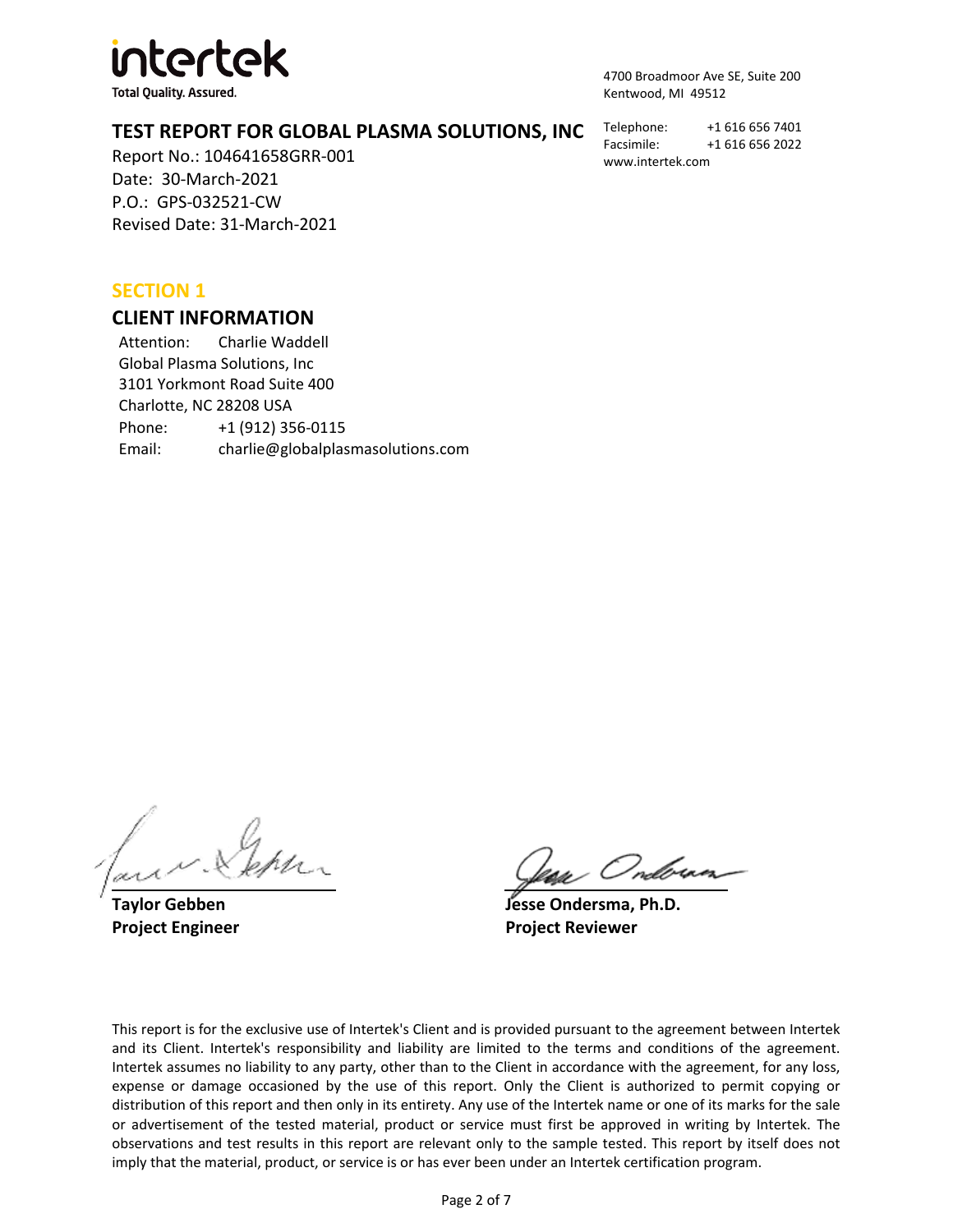intertek

Total Quality. Assured.

# TEST REPORT FOR GLOBAL PLASMA SOLUTIONS, INC

4700 Broadmoor Ave SE, Suite 200
Kentwood, MI 49512

Telephone: +1 616 656 7401
Facsimile: +1 616 656 2022
www.intertek.com

Report No.: 104641658GRR-001
Date: 30-March-2021
P.O.: GPS-032521-CW
Revised Date: 31-March-2021

## SECTION 1

## CLIENT INFORMATION

Attention: Charlie Waddell
Global Plasma Solutions, Inc
3101 Yorkmont Road Suite 400
Charlotte, NC 28208 USA
Phone: +1 (912) 356-0115
Email: charlie@globalplasmasolutions.com

| | |
|---|---|
| **Taylor Gebben** | **Jesse Ondersma, Ph.D.** |
| **Project Engineer** | **Project Reviewer** |

This report is for the exclusive use of Intertek's Client and is provided pursuant to the agreement between Intertek and its Client. Intertek's responsibility and liability are limited to the terms and conditions of the agreement. Intertek assumes no liability to any party, other than to the Client in accordance with the agreement, for any loss, expense or damage occasioned by the use of this report. Only the Client is authorized to permit copying or distribution of this report and then only in its entirety. Any use of the Intertek name or one of its marks for the sale or advertisement of the tested material, product or service must first be approved in writing by Intertek. The observations and test results in this report are relevant only to the sample tested. This report by itself does not imply that the material, product, or service is or has ever been under an Intertek certification program.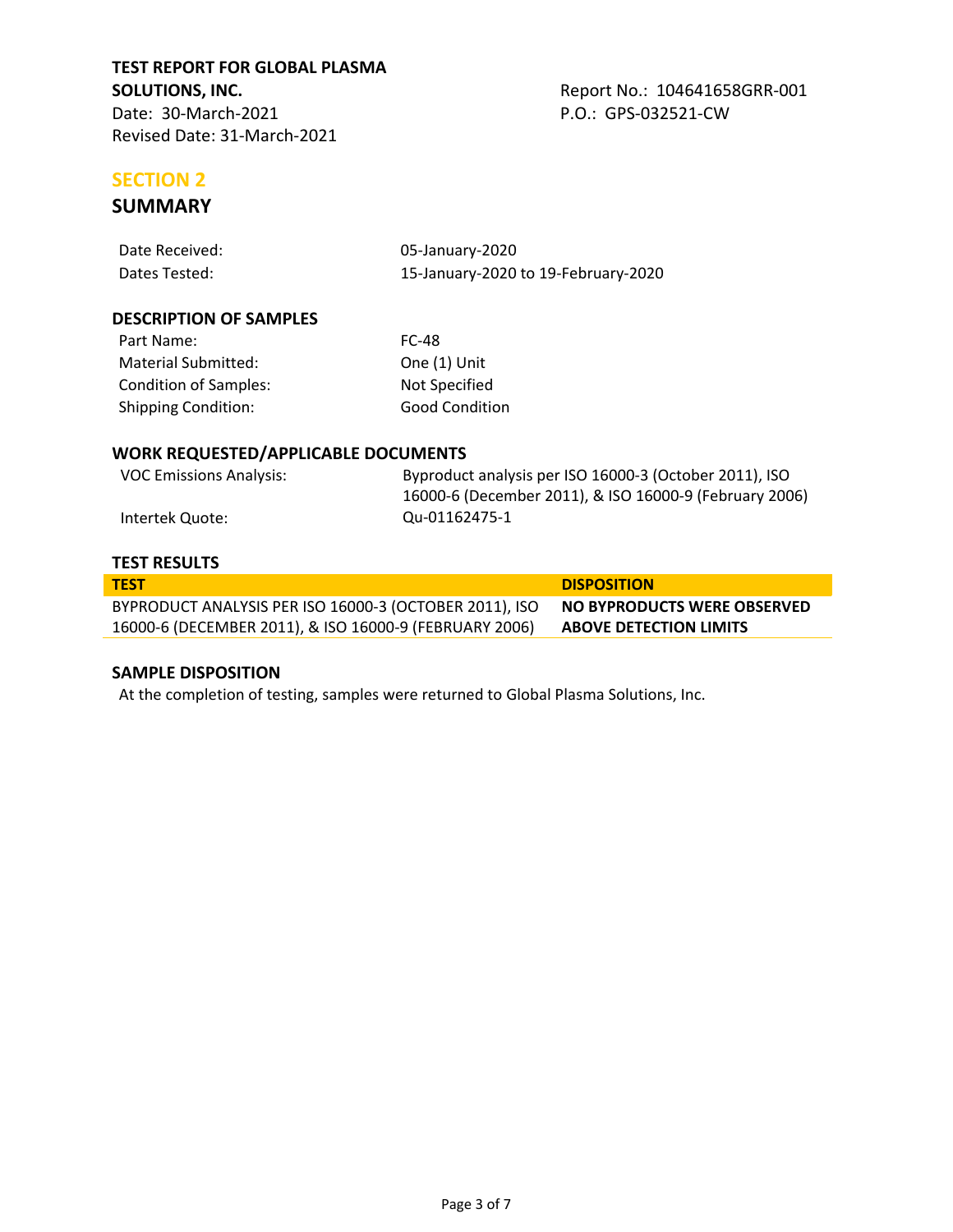**TEST REPORT FOR GLOBAL PLASMA SOLUTIONS, INC.**
Date: 30-March-2021
Revised Date: 31-March-2021

Report No.: 104641658GRR-001
P.O.: GPS-032521-CW

## SECTION 2

## SUMMARY

| | |
|---|---|
| Date Received: | 05-January-2020 |
| Dates Tested: | 15-January-2020 to 19-February-2020 |

### DESCRIPTION OF SAMPLES

| | |
|---|---|
| Part Name: | FC-48 |
| Material Submitted: | One (1) Unit |
| Condition of Samples: | Not Specified |
| Shipping Condition: | Good Condition |

### WORK REQUESTED/APPLICABLE DOCUMENTS

| | |
|---|---|
| VOC Emissions Analysis: | Byproduct analysis per ISO 16000-3 (October 2011), ISO 16000-6 (December 2011), & ISO 16000-9 (February 2006) |
| Intertek Quote: | Qu-01162475-1 |

### TEST RESULTS

| TEST | DISPOSITION |
|---|---|
| BYPRODUCT ANALYSIS PER ISO 16000-3 (OCTOBER 2011), ISO 16000-6 (DECEMBER 2011), & ISO 16000-9 (FEBRUARY 2006) | **NO BYPRODUCTS WERE OBSERVED ABOVE DETECTION LIMITS** |

### SAMPLE DISPOSITION

At the completion of testing, samples were returned to Global Plasma Solutions, Inc.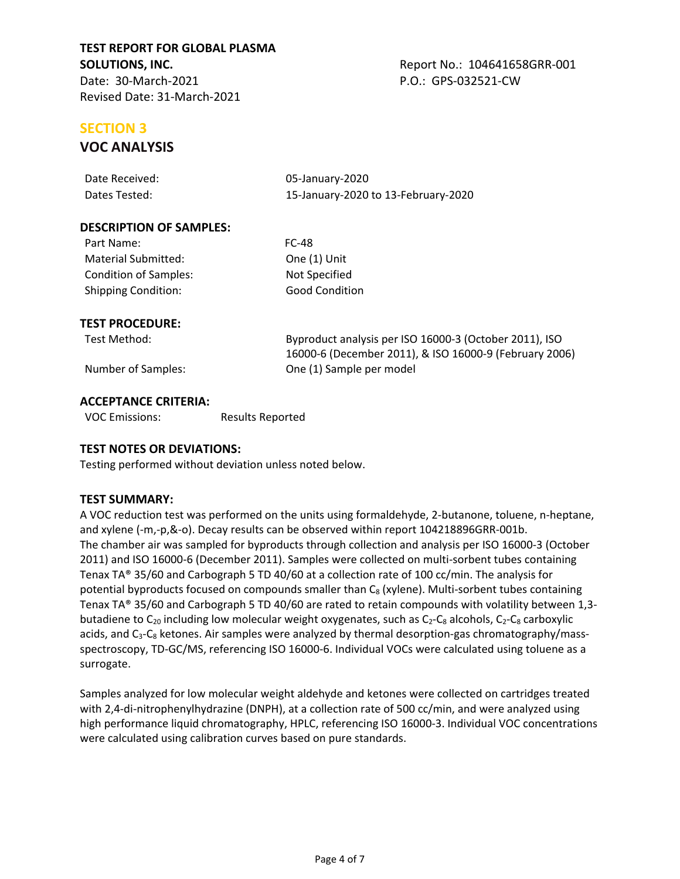**TEST REPORT FOR GLOBAL PLASMA SOLUTIONS, INC.**
Date: 30-March-2021
Revised Date: 31-March-2021

Report No.: 104641658GRR-001
P.O.: GPS-032521-CW

## SECTION 3

## VOC ANALYSIS

| | |
|---|---|
| Date Received: | 05-January-2020 |
| Dates Tested: | 15-January-2020 to 13-February-2020 |

### DESCRIPTION OF SAMPLES:

| | |
|---|---|
| Part Name: | FC-48 |
| Material Submitted: | One (1) Unit |
| Condition of Samples: | Not Specified |
| Shipping Condition: | Good Condition |

### TEST PROCEDURE:

| | |
|---|---|
| Test Method: | Byproduct analysis per ISO 16000-3 (October 2011), ISO 16000-6 (December 2011), & ISO 16000-9 (February 2006) |
| Number of Samples: | One (1) Sample per model |

### ACCEPTANCE CRITERIA:

VOC Emissions: Results Reported

### TEST NOTES OR DEVIATIONS:

Testing performed without deviation unless noted below.

### TEST SUMMARY:

A VOC reduction test was performed on the units using formaldehyde, 2-butanone, toluene, n-heptane, and xylene (-m,-p,&-o). Decay results can be observed within report 104218896GRR-001b. The chamber air was sampled for byproducts through collection and analysis per ISO 16000-3 (October 2011) and ISO 16000-6 (December 2011). Samples were collected on multi-sorbent tubes containing Tenax TA® 35/60 and Carbograph 5 TD 40/60 at a collection rate of 100 cc/min. The analysis for potential byproducts focused on compounds smaller than $C_8$ (xylene). Multi-sorbent tubes containing Tenax TA® 35/60 and Carbograph 5 TD 40/60 are rated to retain compounds with volatility between 1,3-butadiene to $C_{20}$ including low molecular weight oxygenates, such as $C_2$-$C_8$ alcohols, $C_2$-$C_8$ carboxylic acids, and $C_3$-$C_8$ ketones. Air samples were analyzed by thermal desorption-gas chromatography/mass-spectroscopy, TD-GC/MS, referencing ISO 16000-6. Individual VOCs were calculated using toluene as a surrogate.

Samples analyzed for low molecular weight aldehyde and ketones were collected on cartridges treated with 2,4-di-nitrophenylhydrazine (DNPH), at a collection rate of 500 cc/min, and were analyzed using high performance liquid chromatography, HPLC, referencing ISO 16000-3. Individual VOC concentrations were calculated using calibration curves based on pure standards.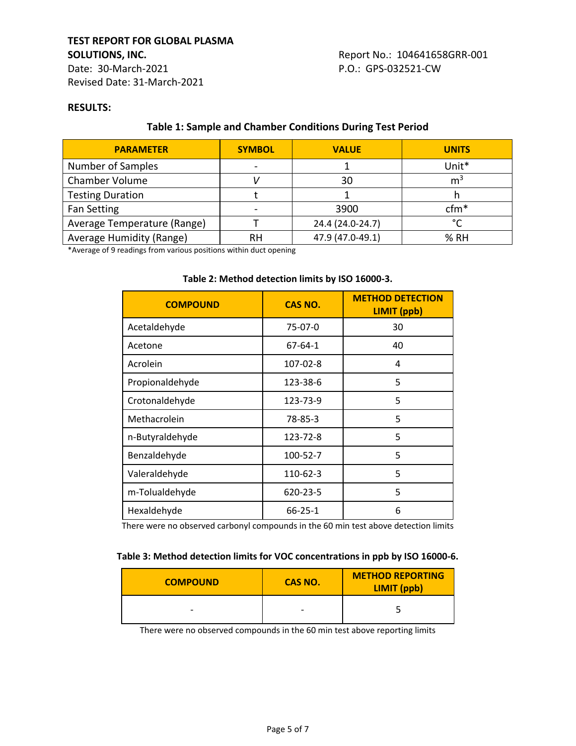**TEST REPORT FOR GLOBAL PLASMA SOLUTIONS, INC.**
Date: 30-March-2021
Revised Date: 31-March-2021

Report No.: 104641658GRR-001
P.O.: GPS-032521-CW

**RESULTS:**

**Table 1: Sample and Chamber Conditions During Test Period**

| PARAMETER | SYMBOL | VALUE | UNITS |
|---|---|---|---|
| Number of Samples | - | 1 | Unit* |
| Chamber Volume | *V* | 30 | $m^3$ |
| Testing Duration | t | 1 | h |
| Fan Setting | - | 3900 | cfm* |
| Average Temperature (Range) | T | 24.4 (24.0-24.7) | °C |
| Average Humidity (Range) | RH | 47.9 (47.0-49.1) | % RH |

*Average of 9 readings from various positions within duct opening

**Table 2: Method detection limits by ISO 16000-3.**

| COMPOUND | CAS NO. | METHOD DETECTION LIMIT (ppb) |
|---|---|---|
| Acetaldehyde | 75-07-0 | 30 |
| Acetone | 67-64-1 | 40 |
| Acrolein | 107-02-8 | 4 |
| Propionaldehyde | 123-38-6 | 5 |
| Crotonaldehyde | 123-73-9 | 5 |
| Methacrolein | 78-85-3 | 5 |
| n-Butyraldehyde | 123-72-8 | 5 |
| Benzaldehyde | 100-52-7 | 5 |
| Valeraldehyde | 110-62-3 | 5 |
| m-Tolualdehyde | 620-23-5 | 5 |
| Hexaldehyde | 66-25-1 | 6 |

There were no observed carbonyl compounds in the 60 min test above detection limits

**Table 3: Method detection limits for VOC concentrations in ppb by ISO 16000-6.**

| COMPOUND | CAS NO. | METHOD REPORTING LIMIT (ppb) |
|---|---|---|
| - | - | 5 |

There were no observed compounds in the 60 min test above reporting limits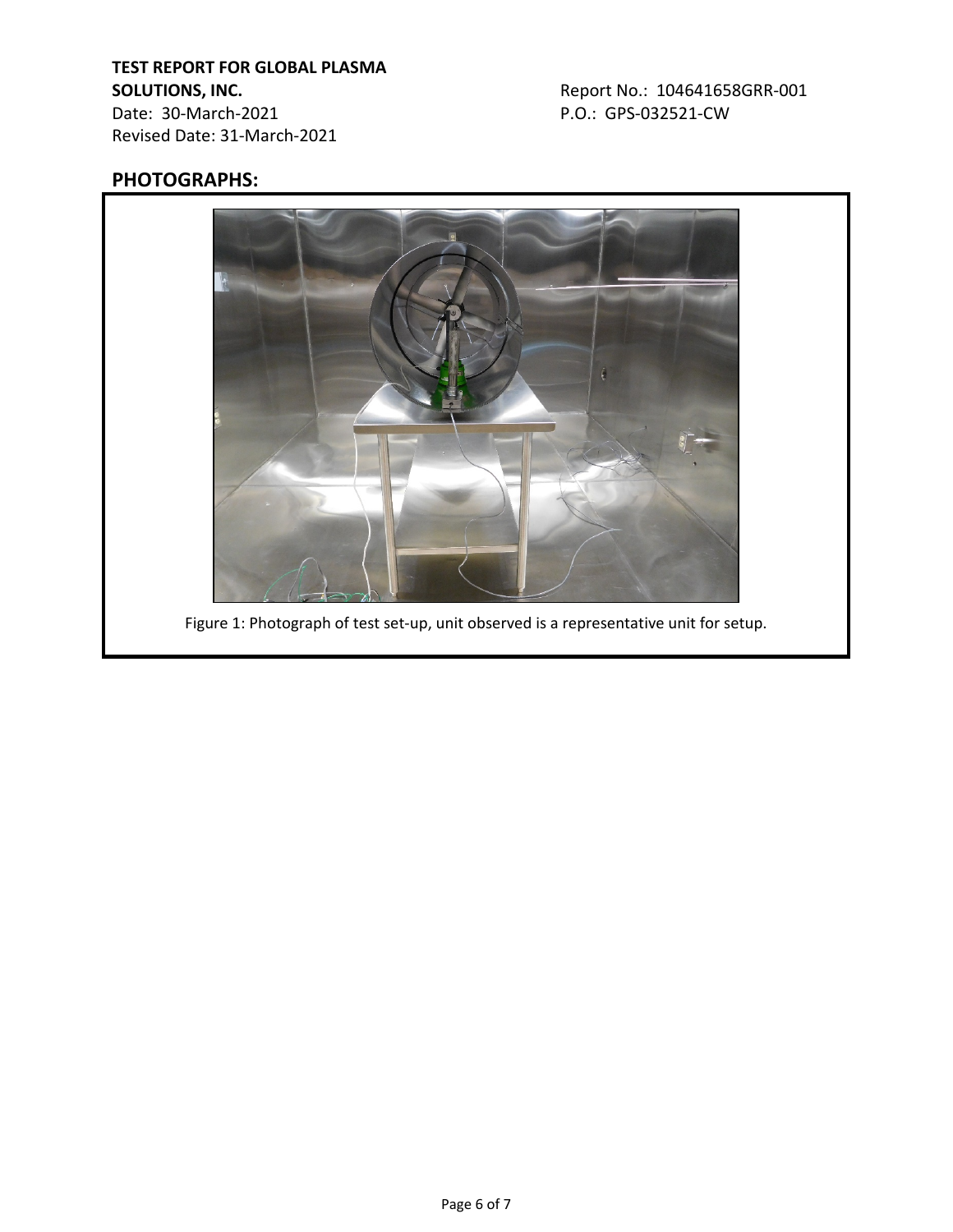## PHOTOGRAPHS:

Figure 1: Photograph of test set-up, unit observed is a representative unit for setup.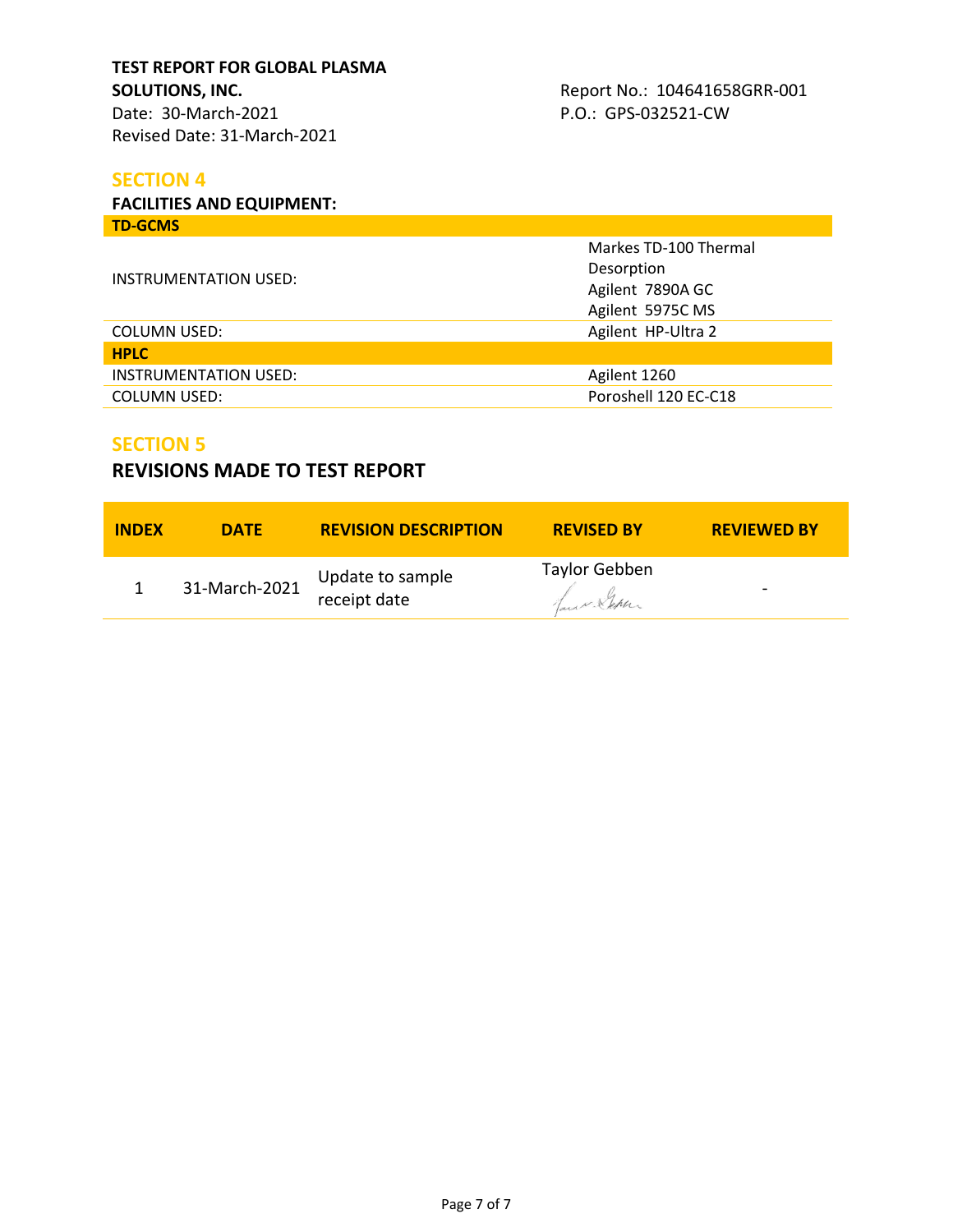**TEST REPORT FOR GLOBAL PLASMA SOLUTIONS, INC.**
Date: 30-March-2021
Revised Date: 31-March-2021

Report No.: 104641658GRR-001
P.O.: GPS-032521-CW

## SECTION 4

**FACILITIES AND EQUIPMENT:**

| | |
|---|---|
| **TD-GCMS** | |
| INSTRUMENTATION USED: | Markes TD-100 Thermal Desorption<br>Agilent 7890A GC<br>Agilent 5975C MS |
| COLUMN USED: | Agilent HP-Ultra 2 |
| **HPLC** | |
| INSTRUMENTATION USED: | Agilent 1260 |
| COLUMN USED: | Poroshell 120 EC-C18 |

## SECTION 5

### REVISIONS MADE TO TEST REPORT

| INDEX | DATE | REVISION DESCRIPTION | REVISED BY | REVIEWED BY |
|---|---|---|---|---|
| 1 | 31-March-2021 | Update to sample receipt date | Taylor Gebben | - |